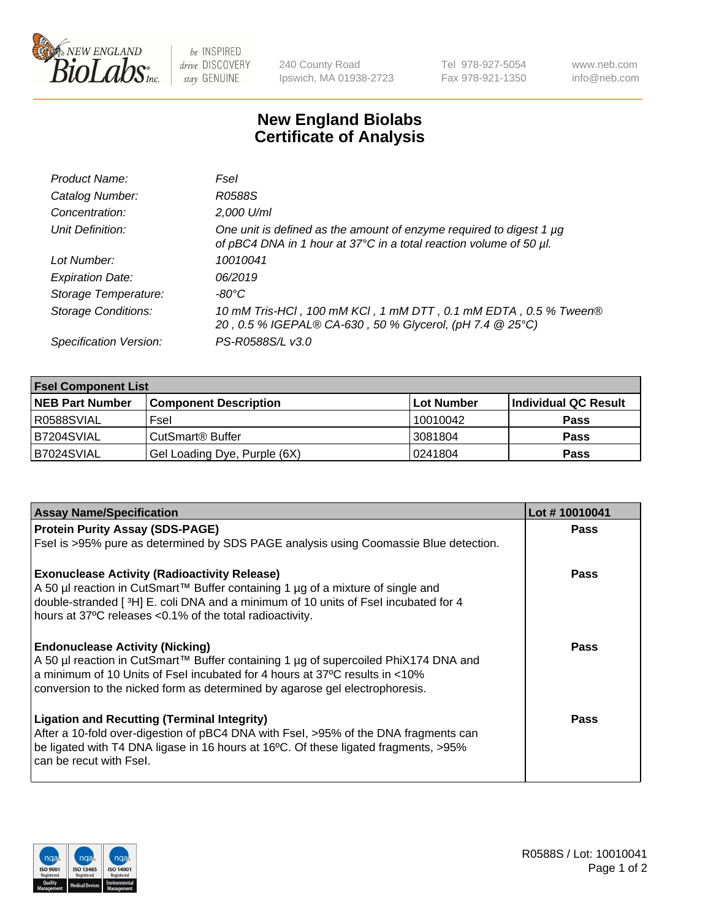New England BioLabs Inc. — be INSPIRED drive DISCOVERY stay GENUINE

240 County Road
Ipswich, MA 01938-2723

Tel 978-927-5054
Fax 978-921-1350

www.neb.com
info@neb.com

# New England Biolabs
# Certificate of Analysis

| | |
|---|---|
| *Product Name:* | *FseI* |
| *Catalog Number:* | *R0588S* |
| *Concentration:* | *2,000 U/ml* |
| *Unit Definition:* | *One unit is defined as the amount of enzyme required to digest 1 µg of pBC4 DNA in 1 hour at 37°C in a total reaction volume of 50 µl.* |
| *Lot Number:* | *10010041* |
| *Expiration Date:* | *06/2019* |
| *Storage Temperature:* | *-80°C* |
| *Storage Conditions:* | *10 mM Tris-HCl , 100 mM KCl , 1 mM DTT , 0.1 mM EDTA , 0.5 % Tween® 20 , 0.5 % IGEPAL® CA-630 , 50 % Glycerol, (pH 7.4 @ 25°C)* |
| *Specification Version:* | *PS-R0588S/L v3.0* |

| **FseI Component List** | | | |
|---|---|---|---|
| **NEB Part Number** | **Component Description** | **Lot Number** | **Individual QC Result** |
| R0588SVIAL | FseI | 10010042 | **Pass** |
| B7204SVIAL | CutSmart® Buffer | 3081804 | **Pass** |
| B7024SVIAL | Gel Loading Dye, Purple (6X) | 0241804 | **Pass** |

| **Assay Name/Specification** | **Lot # 10010041** |
|---|---|
| **Protein Purity Assay (SDS-PAGE)**<br>FseI is >95% pure as determined by SDS PAGE analysis using Coomassie Blue detection. | **Pass** |
| **Exonuclease Activity (Radioactivity Release)**<br>A 50 µl reaction in CutSmart™ Buffer containing 1 µg of a mixture of single and double-stranded [ $^3$H] E. coli DNA and a minimum of 10 units of FseI incubated for 4 hours at 37ºC releases <0.1% of the total radioactivity. | **Pass** |
| **Endonuclease Activity (Nicking)**<br>A 50 µl reaction in CutSmart™ Buffer containing 1 µg of supercoiled PhiX174 DNA and a minimum of 10 Units of FseI incubated for 4 hours at 37ºC results in <10% conversion to the nicked form as determined by agarose gel electrophoresis. | **Pass** |
| **Ligation and Recutting (Terminal Integrity)**<br>After a 10-fold over-digestion of pBC4 DNA with FseI, >95% of the DNA fragments can be ligated with T4 DNA ligase in 16 hours at 16ºC. Of these ligated fragments, >95% can be recut with FseI. | **Pass** |

R0588S / Lot: 10010041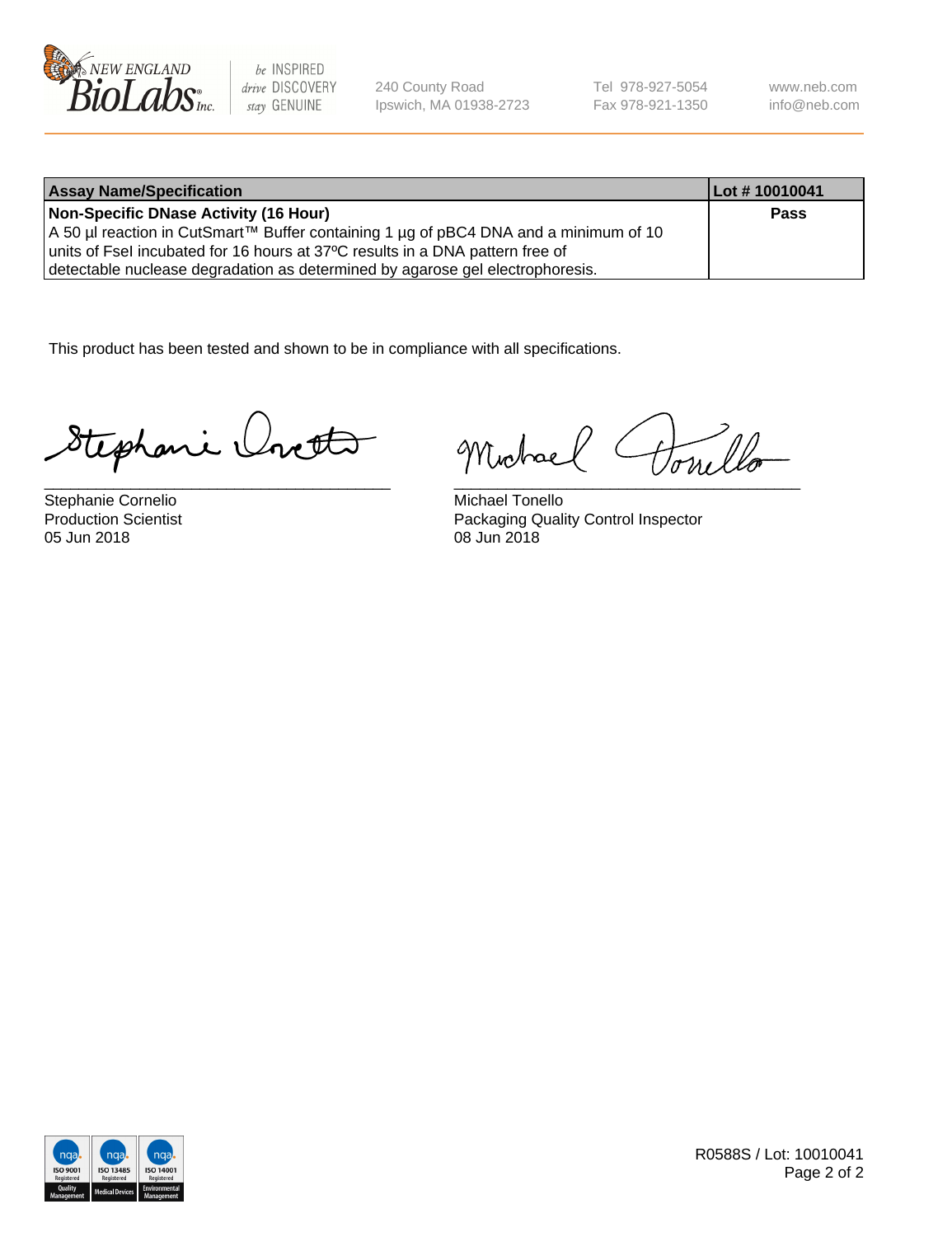240 County Road
Ipswich, MA 01938-2723

Tel 978-927-5054
Fax 978-921-1350

www.neb.com
info@neb.com

| Assay Name/Specification | Lot # 10010041 |
| --- | --- |
| **Non-Specific DNase Activity (16 Hour)**<br>A 50 µl reaction in CutSmart™ Buffer containing 1 µg of pBC4 DNA and a minimum of 10 units of FseI incubated for 16 hours at 37ºC results in a DNA pattern free of detectable nuclease degradation as determined by agarose gel electrophoresis. | **Pass** |

This product has been tested and shown to be in compliance with all specifications.

Stephanie Cornelio
Production Scientist
05 Jun 2018

Michael Tonello
Packaging Quality Control Inspector
08 Jun 2018

R0588S / Lot: 10010041